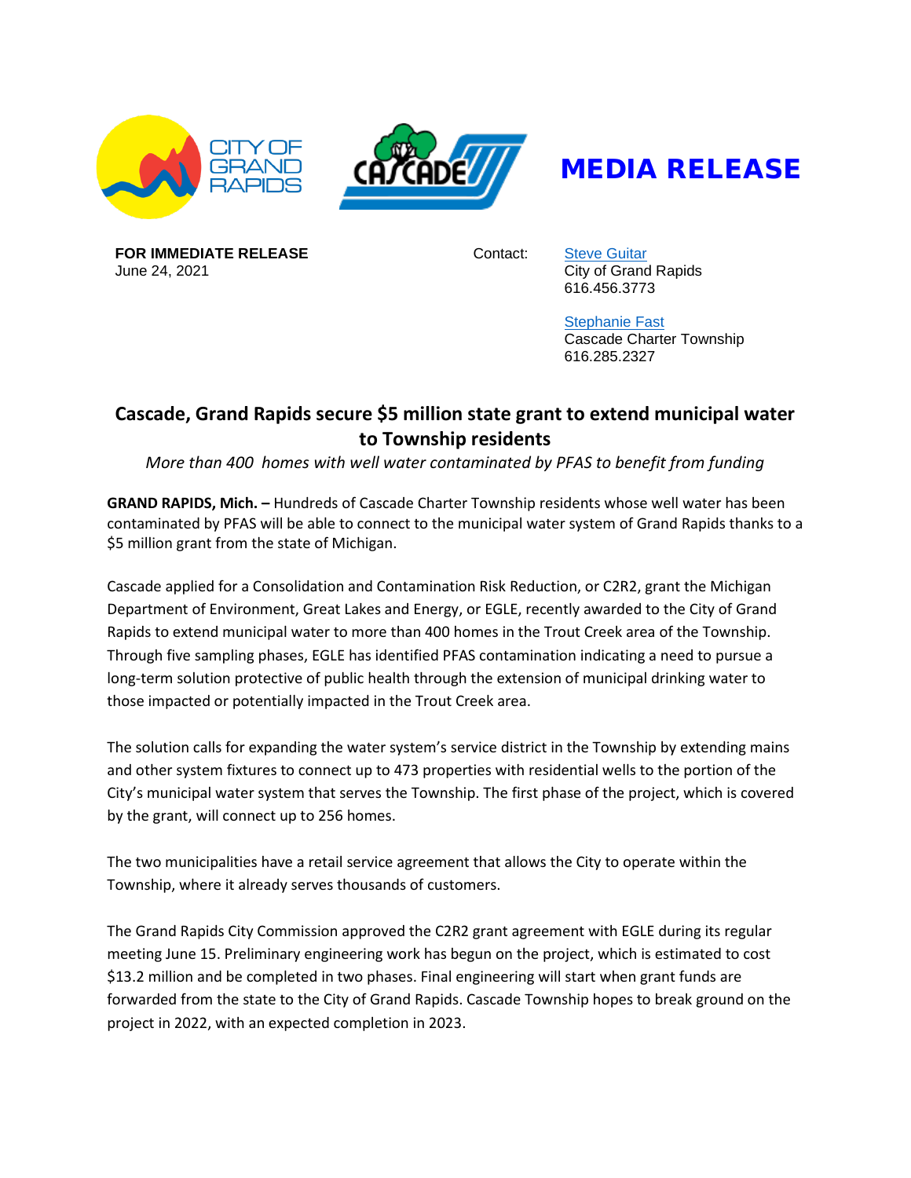# MEDIA RELEASE

**FOR IMMEDIATE RELEASE**
June 24, 2021

Contact:
Steve Guitar
City of Grand Rapids
616.456.3773

Stephanie Fast
Cascade Charter Township
616.285.2327

## Cascade, Grand Rapids secure $5 million state grant to extend municipal water to Township residents

*More than 400 homes with well water contaminated by PFAS to benefit from funding*

**GRAND RAPIDS, Mich. –** Hundreds of Cascade Charter Township residents whose well water has been contaminated by PFAS will be able to connect to the municipal water system of Grand Rapids thanks to a $5 million grant from the state of Michigan.

Cascade applied for a Consolidation and Contamination Risk Reduction, or C2R2, grant the Michigan Department of Environment, Great Lakes and Energy, or EGLE, recently awarded to the City of Grand Rapids to extend municipal water to more than 400 homes in the Trout Creek area of the Township. Through five sampling phases, EGLE has identified PFAS contamination indicating a need to pursue a long-term solution protective of public health through the extension of municipal drinking water to those impacted or potentially impacted in the Trout Creek area.

The solution calls for expanding the water system's service district in the Township by extending mains and other system fixtures to connect up to 473 properties with residential wells to the portion of the City's municipal water system that serves the Township. The first phase of the project, which is covered by the grant, will connect up to 256 homes.

The two municipalities have a retail service agreement that allows the City to operate within the Township, where it already serves thousands of customers.

The Grand Rapids City Commission approved the C2R2 grant agreement with EGLE during its regular meeting June 15. Preliminary engineering work has begun on the project, which is estimated to cost $13.2 million and be completed in two phases. Final engineering will start when grant funds are forwarded from the state to the City of Grand Rapids. Cascade Township hopes to break ground on the project in 2022, with an expected completion in 2023.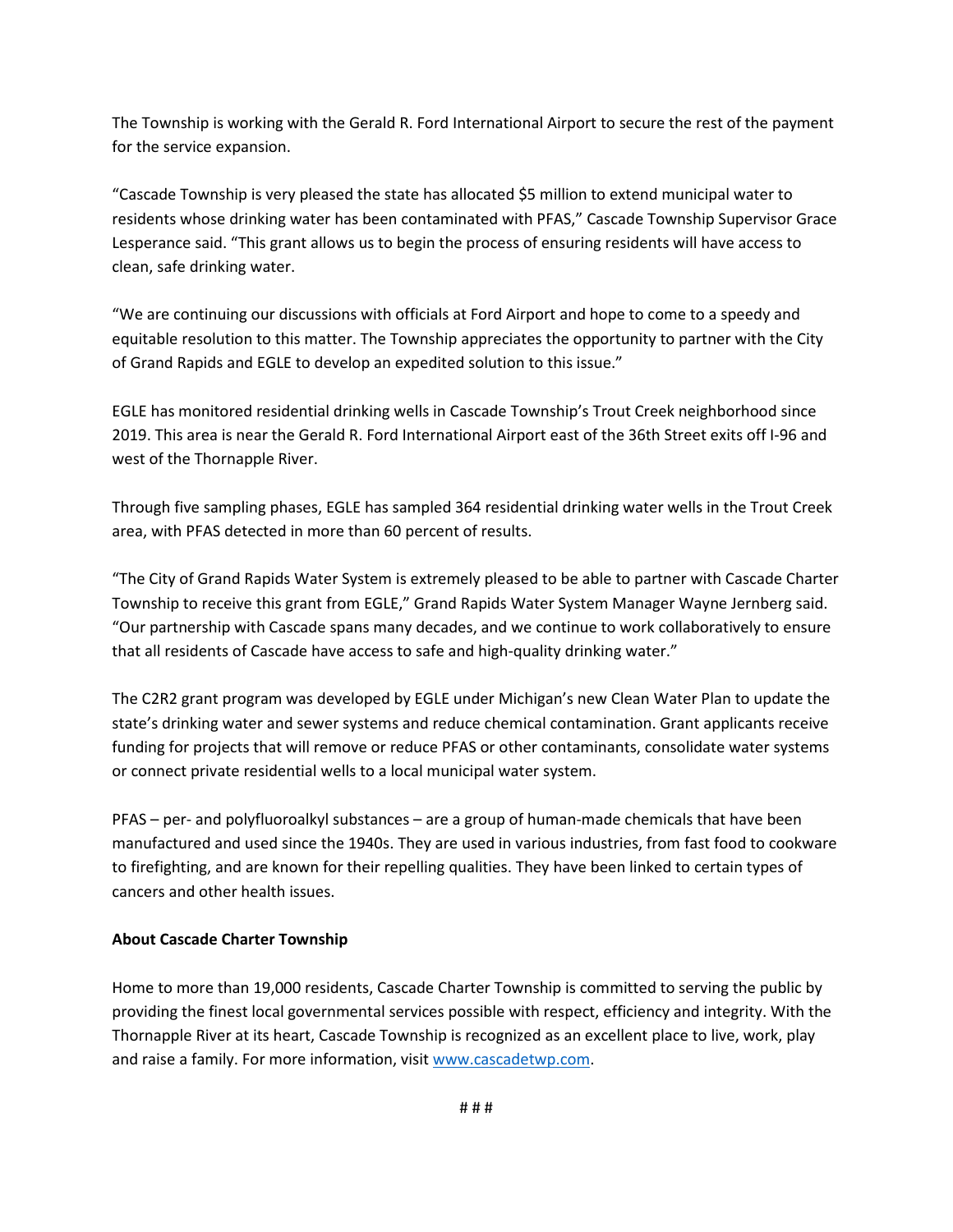The Township is working with the Gerald R. Ford International Airport to secure the rest of the payment for the service expansion.

"Cascade Township is very pleased the state has allocated $5 million to extend municipal water to residents whose drinking water has been contaminated with PFAS," Cascade Township Supervisor Grace Lesperance said. "This grant allows us to begin the process of ensuring residents will have access to clean, safe drinking water.

"We are continuing our discussions with officials at Ford Airport and hope to come to a speedy and equitable resolution to this matter. The Township appreciates the opportunity to partner with the City of Grand Rapids and EGLE to develop an expedited solution to this issue."

EGLE has monitored residential drinking wells in Cascade Township's Trout Creek neighborhood since 2019. This area is near the Gerald R. Ford International Airport east of the 36th Street exits off I-96 and west of the Thornapple River.

Through five sampling phases, EGLE has sampled 364 residential drinking water wells in the Trout Creek area, with PFAS detected in more than 60 percent of results.

"The City of Grand Rapids Water System is extremely pleased to be able to partner with Cascade Charter Township to receive this grant from EGLE," Grand Rapids Water System Manager Wayne Jernberg said. "Our partnership with Cascade spans many decades, and we continue to work collaboratively to ensure that all residents of Cascade have access to safe and high-quality drinking water."

The C2R2 grant program was developed by EGLE under Michigan's new Clean Water Plan to update the state's drinking water and sewer systems and reduce chemical contamination. Grant applicants receive funding for projects that will remove or reduce PFAS or other contaminants, consolidate water systems or connect private residential wells to a local municipal water system.

PFAS – per- and polyfluoroalkyl substances – are a group of human-made chemicals that have been manufactured and used since the 1940s. They are used in various industries, from fast food to cookware to firefighting, and are known for their repelling qualities. They have been linked to certain types of cancers and other health issues.

**About Cascade Charter Township**

Home to more than 19,000 residents, Cascade Charter Township is committed to serving the public by providing the finest local governmental services possible with respect, efficiency and integrity. With the Thornapple River at its heart, Cascade Township is recognized as an excellent place to live, work, play and raise a family. For more information, visit www.cascadetwp.com.

# # #